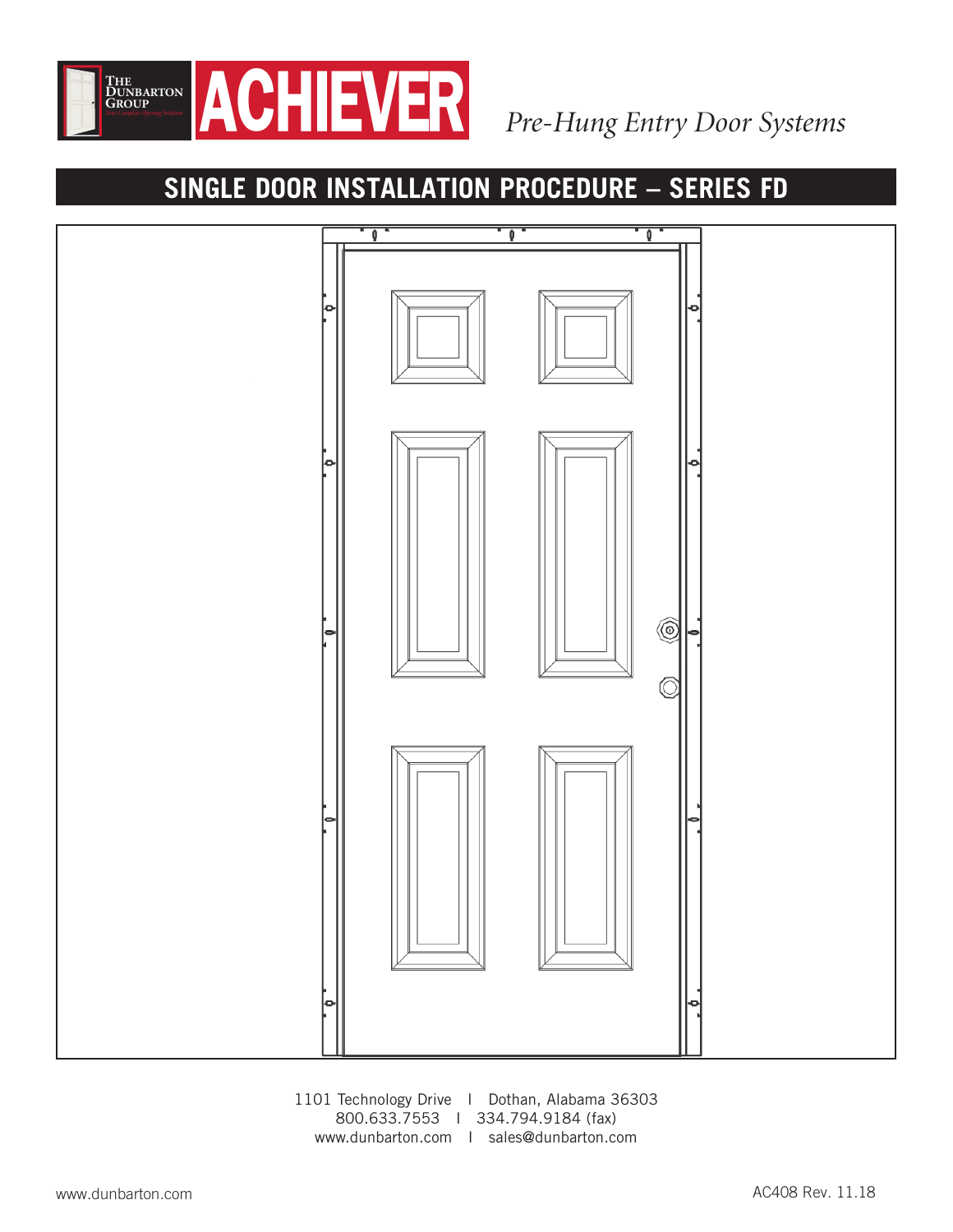THE DUNBARTON GROUP

# ACHIEVER

*Pre-Hung Entry Door Systems*

## SINGLE DOOR INSTALLATION PROCEDURE – SERIES FD

1101 Technology Drive | Dothan, Alabama 36303
800.633.7553 | 334.794.9184 (fax)
www.dunbarton.com | sales@dunbarton.com

AC408 Rev. 11.18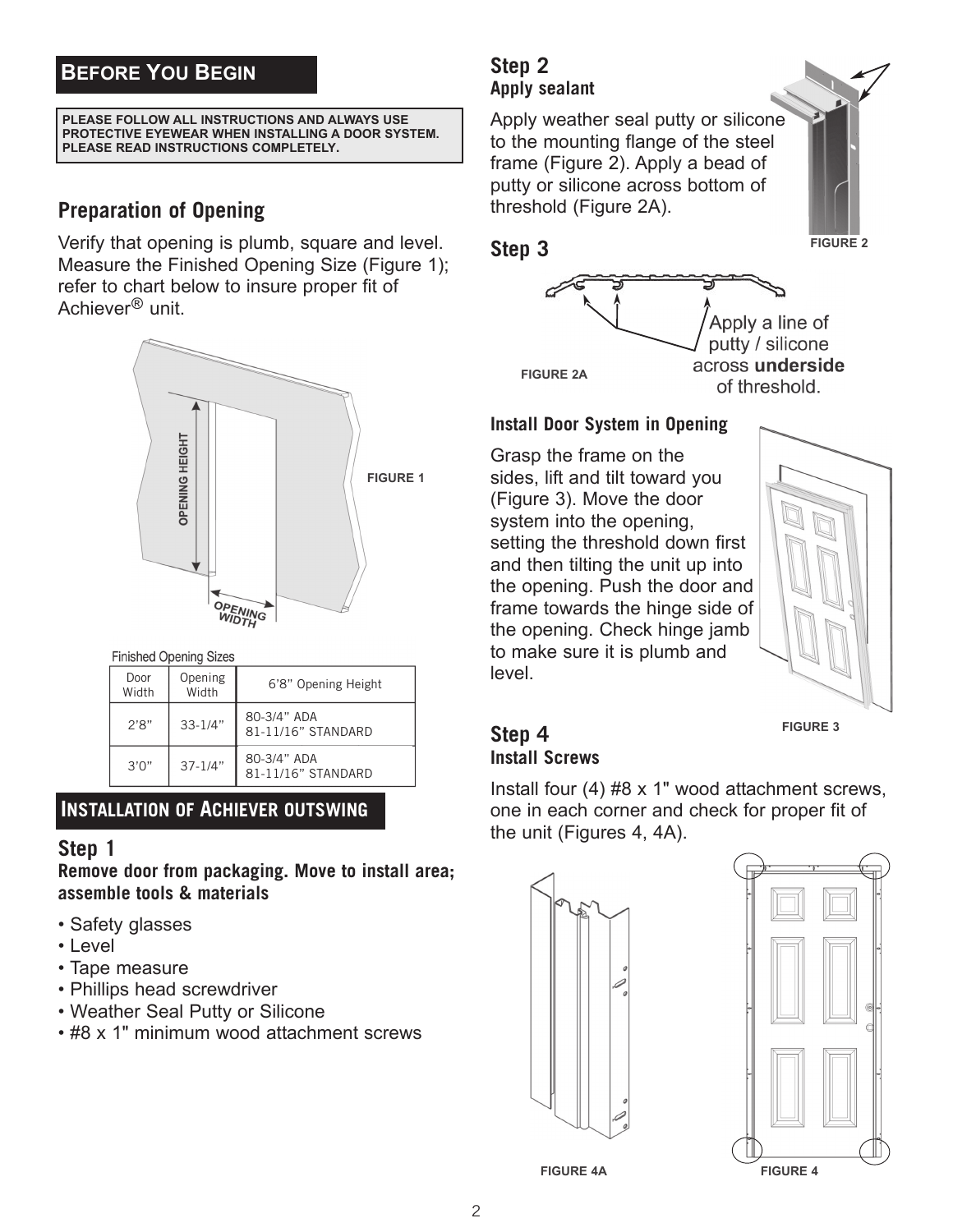## Before You Begin

**PLEASE FOLLOW ALL INSTRUCTIONS AND ALWAYS USE PROTECTIVE EYEWEAR WHEN INSTALLING A DOOR SYSTEM. PLEASE READ INSTRUCTIONS COMPLETELY.**

### Preparation of Opening

Verify that opening is plumb, square and level. Measure the Finished Opening Size (Figure 1); refer to chart below to insure proper fit of Achiever® unit.

FIGURE 1

Finished Opening Sizes

| Door Width | Opening Width | 6'8" Opening Height |
|---|---|---|
| 2'8" | 33-1/4" | 80-3/4" ADA<br>81-11/16" STANDARD |
| 3'0" | 37-1/4" | 80-3/4" ADA<br>81-11/16" STANDARD |

## Installation of Achiever Outswing

### Step 1

**Remove door from packaging. Move to install area; assemble tools & materials**

- Safety glasses
- Level
- Tape measure
- Phillips head screwdriver
- Weather Seal Putty or Silicone
- #8 x 1" minimum wood attachment screws

### Step 2

**Apply sealant**

Apply weather seal putty or silicone to the mounting flange of the steel frame (Figure 2). Apply a bead of putty or silicone across bottom of threshold (Figure 2A).

FIGURE 2

### Step 3

Apply a line of putty / silicone across **underside** of threshold.

FIGURE 2A

**Install Door System in Opening**

Grasp the frame on the sides, lift and tilt toward you (Figure 3). Move the door system into the opening, setting the threshold down first and then tilting the unit up into the opening. Push the door and frame towards the hinge side of the opening. Check hinge jamb to make sure it is plumb and level.

FIGURE 3

### Step 4

**Install Screws**

Install four (4) #8 x 1" wood attachment screws, one in each corner and check for proper fit of the unit (Figures 4, 4A).

FIGURE 4A

FIGURE 4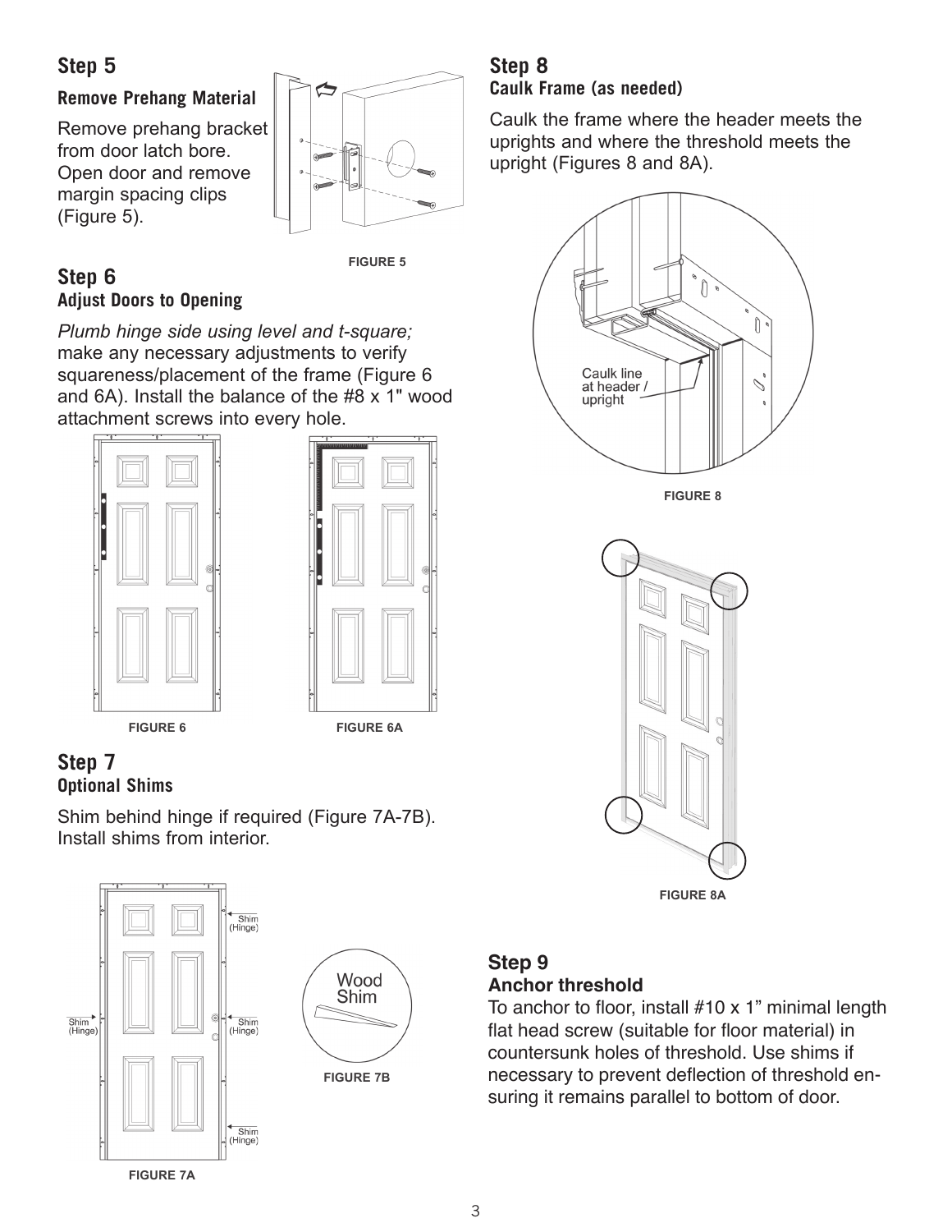## Step 5

### Remove Prehang Material

Remove prehang bracket from door latch bore. Open door and remove margin spacing clips (Figure 5).

FIGURE 5

## Step 6

### Adjust Doors to Opening

*Plumb hinge side using level and t-square;* make any necessary adjustments to verify squareness/placement of the frame (Figure 6 and 6A). Install the balance of the #8 x 1" wood attachment screws into every hole.

FIGURE 6

FIGURE 6A

## Step 7

### Optional Shims

Shim behind hinge if required (Figure 7A-7B). Install shims from interior.

Shim (Hinge)

Shim (Hinge)

Shim (Hinge)

Shim (Hinge)

FIGURE 7A

Wood Shim

FIGURE 7B

## Step 8

### Caulk Frame (as needed)

Caulk the frame where the header meets the uprights and where the threshold meets the upright (Figures 8 and 8A).

Caulk line at header / upright

FIGURE 8

FIGURE 8A

## Step 9

### Anchor threshold

To anchor to floor, install #10 x 1" minimal length flat head screw (suitable for floor material) in countersunk holes of threshold. Use shims if necessary to prevent deflection of threshold ensuring it remains parallel to bottom of door.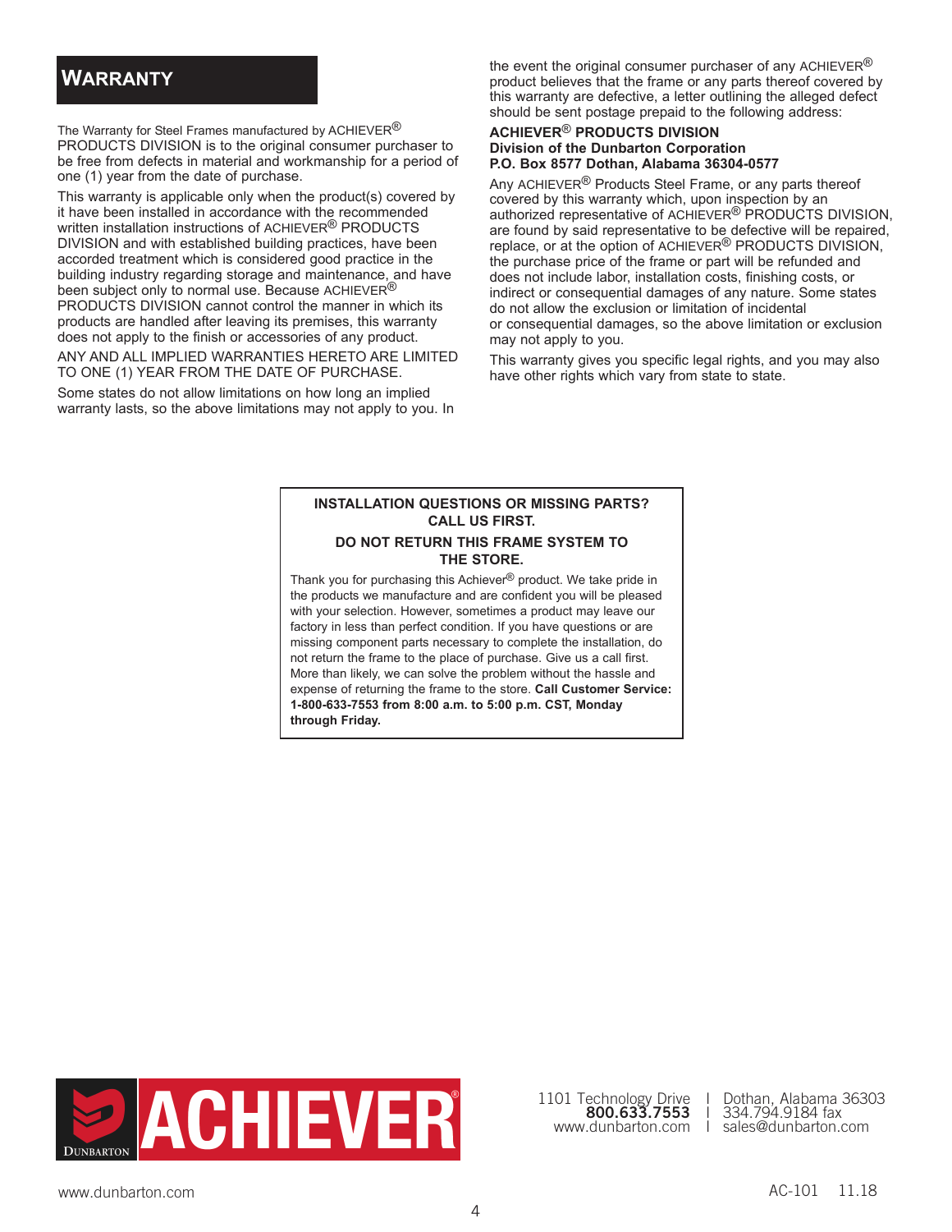## WARRANTY

The Warranty for Steel Frames manufactured by ACHIEVER® PRODUCTS DIVISION is to the original consumer purchaser to be free from defects in material and workmanship for a period of one (1) year from the date of purchase.

This warranty is applicable only when the product(s) covered by it have been installed in accordance with the recommended written installation instructions of ACHIEVER® PRODUCTS DIVISION and with established building practices, have been accorded treatment which is considered good practice in the building industry regarding storage and maintenance, and have been subject only to normal use. Because ACHIEVER® PRODUCTS DIVISION cannot control the manner in which its products are handled after leaving its premises, this warranty does not apply to the finish or accessories of any product.

ANY AND ALL IMPLIED WARRANTIES HERETO ARE LIMITED TO ONE (1) YEAR FROM THE DATE OF PURCHASE.

Some states do not allow limitations on how long an implied warranty lasts, so the above limitations may not apply to you. In the event the original consumer purchaser of any ACHIEVER® product believes that the frame or any parts thereof covered by this warranty are defective, a letter outlining the alleged defect should be sent postage prepaid to the following address:

**ACHIEVER® PRODUCTS DIVISION**
**Division of the Dunbarton Corporation**
**P.O. Box 8577 Dothan, Alabama 36304-0577**

Any ACHIEVER® Products Steel Frame, or any parts thereof covered by this warranty which, upon inspection by an authorized representative of ACHIEVER® PRODUCTS DIVISION, are found by said representative to be defective will be repaired, replace, or at the option of ACHIEVER® PRODUCTS DIVISION, the purchase price of the frame or part will be refunded and does not include labor, installation costs, finishing costs, or indirect or consequential damages of any nature. Some states do not allow the exclusion or limitation of incidental or consequential damages, so the above limitation or exclusion may not apply to you.

This warranty gives you specific legal rights, and you may also have other rights which vary from state to state.

**INSTALLATION QUESTIONS OR MISSING PARTS? CALL US FIRST.**

**DO NOT RETURN THIS FRAME SYSTEM TO THE STORE.**

Thank you for purchasing this Achiever® product. We take pride in the products we manufacture and are confident you will be pleased with your selection. However, sometimes a product may leave our factory in less than perfect condition. If you have questions or are missing component parts necessary to complete the installation, do not return the frame to the place of purchase. Give us a call first. More than likely, we can solve the problem without the hassle and expense of returning the frame to the store. **Call Customer Service: 1-800-633-7553 from 8:00 a.m. to 5:00 p.m. CST, Monday through Friday.**

DUNBARTON ACHIEVER®

1101 Technology Drive | Dothan, Alabama 36303
**800.633.7553** | 334.794.9184 fax
www.dunbarton.com | sales@dunbarton.com

www.dunbarton.com

AC-101 11.18